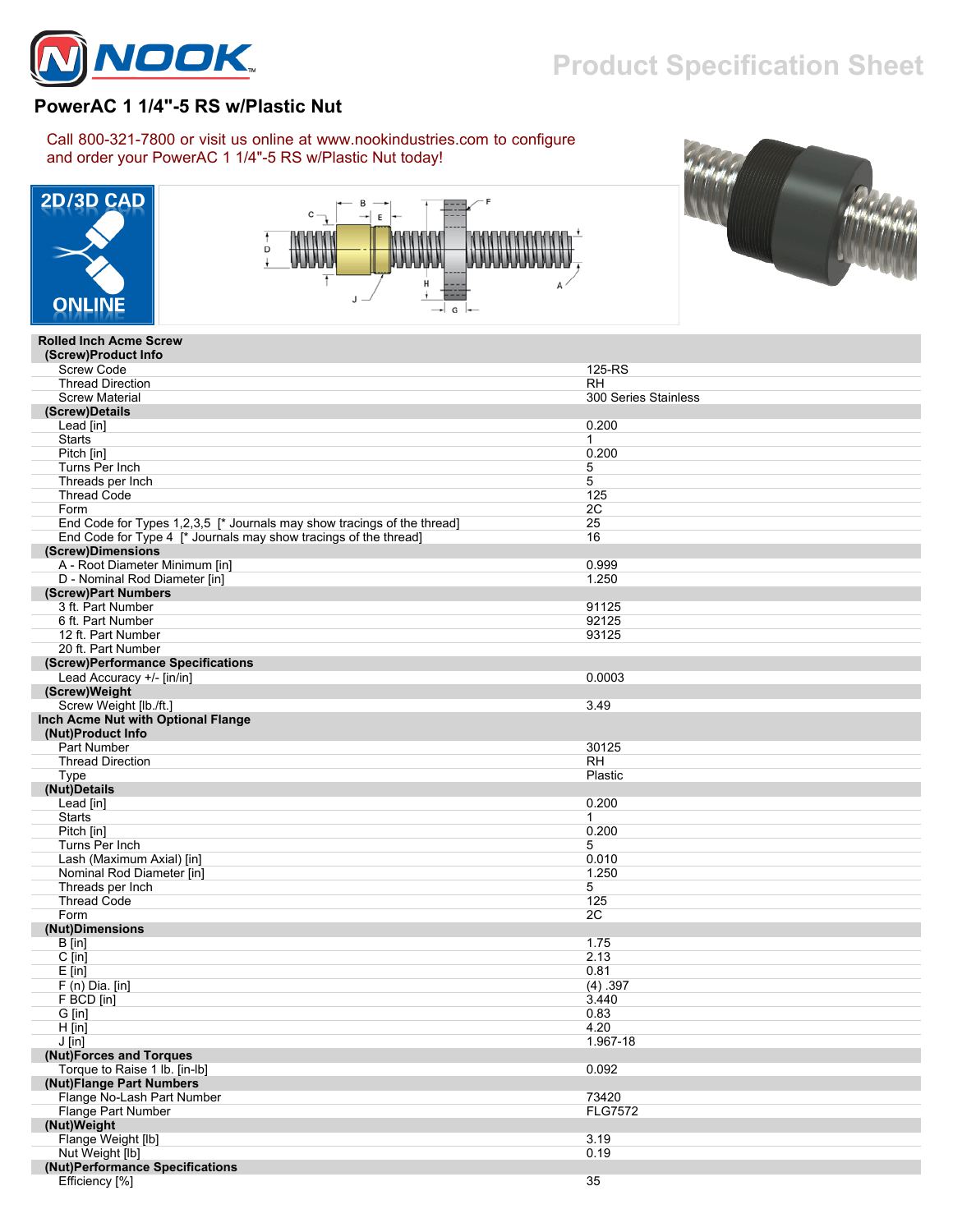# PowerAC 1 1/4"-5 RS w/Plastic Nut

Call 800-321-7800 or visit us online at www.nookindustries.com to configure and order your PowerAC 1 1/4"-5 RS w/Plastic Nut today!

2D/3D CAD ONLINE

| | |
|---|---|
| **Rolled Inch Acme Screw** | |
| **(Screw)Product Info** | |
| Screw Code | 125-RS |
| Thread Direction | RH |
| Screw Material | 300 Series Stainless |
| **(Screw)Details** | |
| Lead [in] | 0.200 |
| Starts | 1 |
| Pitch [in] | 0.200 |
| Turns Per Inch | 5 |
| Threads per Inch | 5 |
| Thread Code | 125 |
| Form | 2C |
| End Code for Types 1,2,3,5 [* Journals may show tracings of the thread] | 25 |
| End Code for Type 4 [* Journals may show tracings of the thread] | 16 |
| **(Screw)Dimensions** | |
| A - Root Diameter Minimum [in] | 0.999 |
| D - Nominal Rod Diameter [in] | 1.250 |
| **(Screw)Part Numbers** | |
| 3 ft. Part Number | 91125 |
| 6 ft. Part Number | 92125 |
| 12 ft. Part Number | 93125 |
| 20 ft. Part Number | |
| **(Screw)Performance Specifications** | |
| Lead Accuracy +/- [in/in] | 0.0003 |
| **(Screw)Weight** | |
| Screw Weight [lb./ft.] | 3.49 |
| **Inch Acme Nut with Optional Flange** | |
| **(Nut)Product Info** | |
| Part Number | 30125 |
| Thread Direction | RH |
| Type | Plastic |
| **(Nut)Details** | |
| Lead [in] | 0.200 |
| Starts | 1 |
| Pitch [in] | 0.200 |
| Turns Per Inch | 5 |
| Lash (Maximum Axial) [in] | 0.010 |
| Nominal Rod Diameter [in] | 1.250 |
| Threads per Inch | 5 |
| Thread Code | 125 |
| Form | 2C |
| **(Nut)Dimensions** | |
| B [in] | 1.75 |
| C [in] | 2.13 |
| E [in] | 0.81 |
| F (n) Dia. [in] | (4) .397 |
| F BCD [in] | 3.440 |
| G [in] | 0.83 |
| H [in] | 4.20 |
| J [in] | 1.967-18 |
| **(Nut)Forces and Torques** | |
| Torque to Raise 1 lb. [in-lb] | 0.092 |
| **(Nut)Flange Part Numbers** | |
| Flange No-Lash Part Number | 73420 |
| Flange Part Number | FLG7572 |
| **(Nut)Weight** | |
| Flange Weight [lb] | 3.19 |
| Nut Weight [lb] | 0.19 |
| **(Nut)Performance Specifications** | |
| Efficiency [%] | 35 |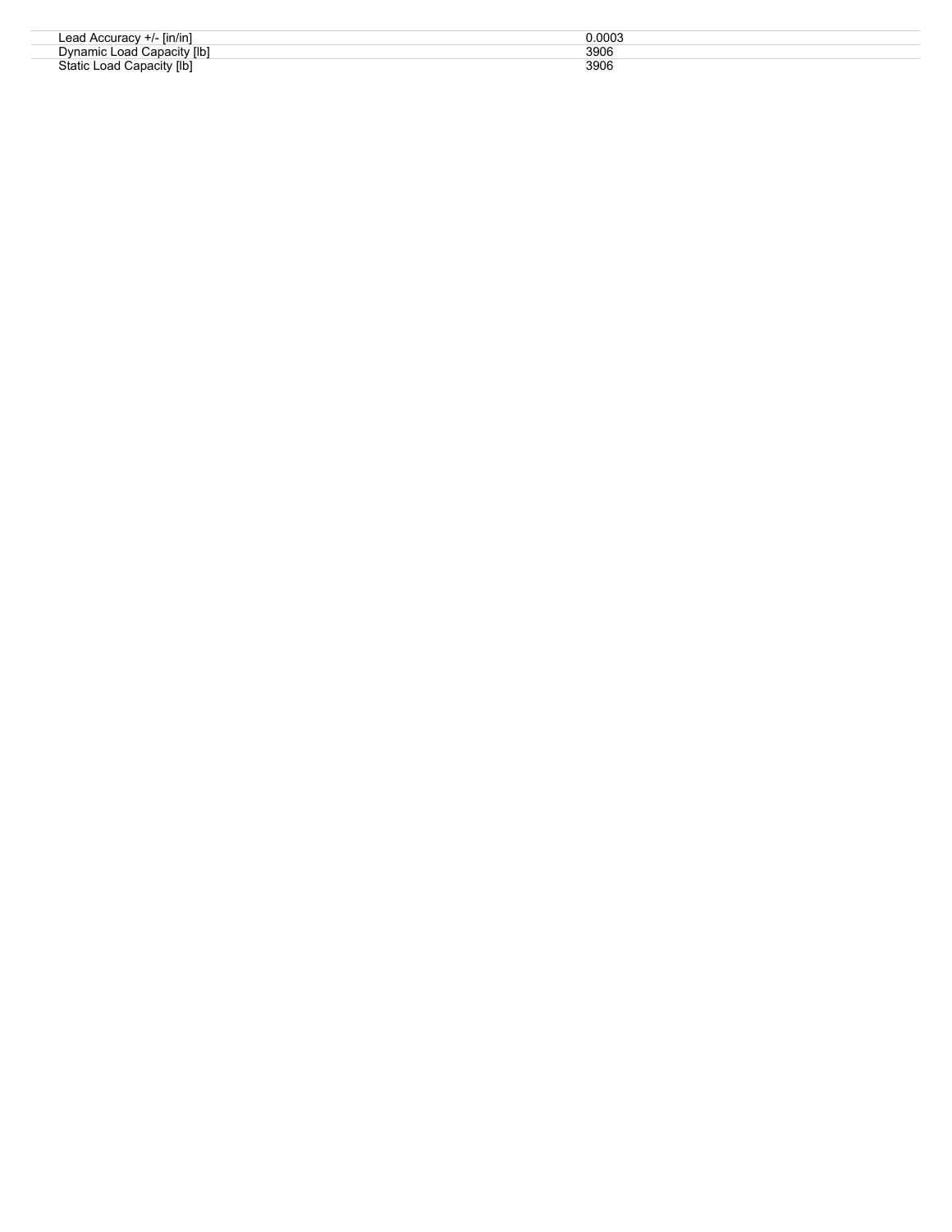| | |
|---|---|
| Lead Accuracy +/- [in/in] | 0.0003 |
| Dynamic Load Capacity [lb] | 3906 |
| Static Load Capacity [lb] | 3906 |